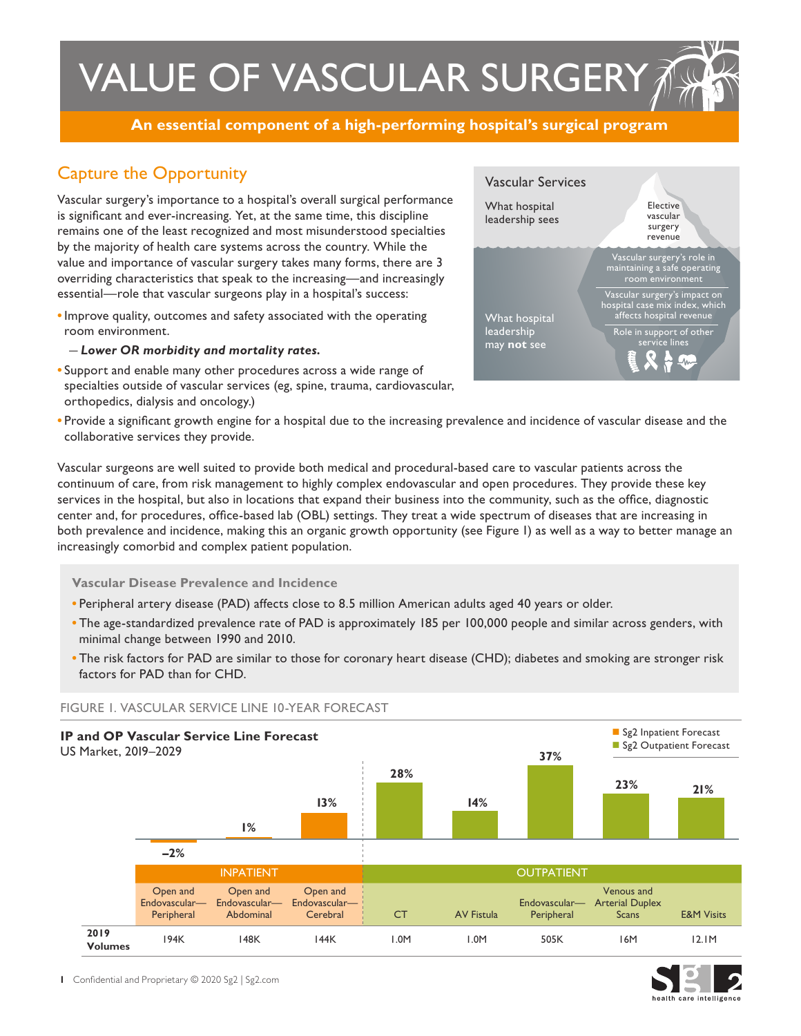# VALUE OF VASCULAR SURGERY

**An essential component of a high-performing hospital's surgical program**

## Capture the Opportunity

Vascular surgery's importance to a hospital's overall surgical performance is significant and ever-increasing. Yet, at the same time, this discipline remains one of the least recognized and most misunderstood specialties by the majority of health care systems across the country. While the value and importance of vascular surgery takes many forms, there are 3 overriding characteristics that speak to the increasing—and increasingly essential—role that vascular surgeons play in a hospital's success:

- Improve quality, outcomes and safety associated with the operating room environment.
  - ***Lower OR morbidity and mortality rates.***
- Support and enable many other procedures across a wide range of specialties outside of vascular services (eg, spine, trauma, cardiovascular, orthopedics, dialysis and oncology.)
- Provide a significant growth engine for a hospital due to the increasing prevalence and incidence of vascular disease and the collaborative services they provide.

**Vascular Services**

What hospital leadership sees:
- Elective vascular surgery revenue

What hospital leadership may **not** see:
- Vascular surgery's role in maintaining a safe operating room environment
- Vascular surgery's impact on hospital case mix index, which affects hospital revenue
- Role in support of other service lines

Vascular surgeons are well suited to provide both medical and procedural-based care to vascular patients across the continuum of care, from risk management to highly complex endovascular and open procedures. They provide these key services in the hospital, but also in locations that expand their business into the community, such as the office, diagnostic center and, for procedures, office-based lab (OBL) settings. They treat a wide spectrum of diseases that are increasing in both prevalence and incidence, making this an organic growth opportunity (see Figure 1) as well as a way to better manage an increasingly comorbid and complex patient population.

### Vascular Disease Prevalence and Incidence

- Peripheral artery disease (PAD) affects close to 8.5 million American adults aged 40 years or older.
- The age-standardized prevalence rate of PAD is approximately 185 per 100,000 people and similar across genders, with minimal change between 1990 and 2010.
- The risk factors for PAD are similar to those for coronary heart disease (CHD); diabetes and smoking are stronger risk factors for PAD than for CHD.

FIGURE 1. VASCULAR SERVICE LINE 10-YEAR FORECAST

**IP and OP Vascular Service Line Forecast**
US Market, 2019–2029

Sg2 Inpatient Forecast / Sg2 Outpatient Forecast

| | INPATIENT | | | OUTPATIENT | | | | |
|---|---|---|---|---|---|---|---|---|
| | Open and Endovascular—Peripheral | Open and Endovascular—Abdominal | Open and Endovascular—Cerebral | CT | AV Fistula | Endovascular—Peripheral | Venous and Arterial Duplex Scans | E&M Visits |
| Forecast | –2% | 1% | 13% | 28% | 14% | 37% | 23% | 21% |
| **2019 Volumes** | 194K | 148K | 144K | 1.0M | 1.0M | 505K | 16M | 12.1M |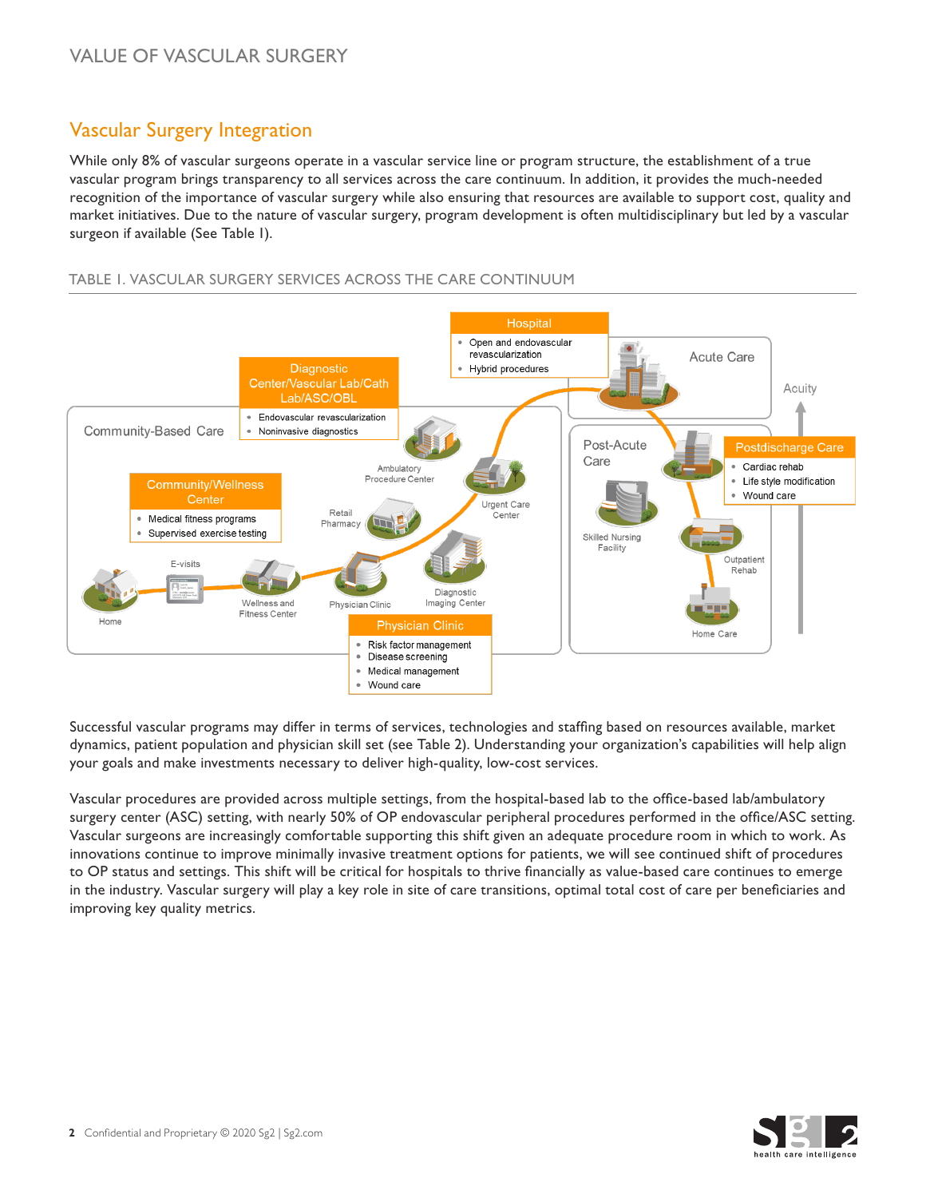## Vascular Surgery Integration

While only 8% of vascular surgeons operate in a vascular service line or program structure, the establishment of a true vascular program brings transparency to all services across the care continuum. In addition, it provides the much-needed recognition of the importance of vascular surgery while also ensuring that resources are available to support cost, quality and market initiatives. Due to the nature of vascular surgery, program development is often multidisciplinary but led by a vascular surgeon if available (See Table 1).

TABLE 1. VASCULAR SURGERY SERVICES ACROSS THE CARE CONTINUUM

**Community-Based Care**

Home · E-visits · Wellness and Fitness Center · Physician Clinic · Diagnostic Imaging Center · Retail Pharmacy · Ambulatory Procedure Center · Urgent Care Center

**Community/Wellness Center**
- Medical fitness programs
- Supervised exercise testing

**Diagnostic Center/Vascular Lab/Cath Lab/ASC/OBL**
- Endovascular revascularization
- Noninvasive diagnostics

**Physician Clinic**
- Risk factor management
- Disease screening
- Medical management
- Wound care

**Acute Care**

**Hospital**
- Open and endovascular revascularization
- Hybrid procedures

**Post-Acute Care**

Skilled Nursing Facility · Outpatient Rehab · Home Care

**Postdischarge Care**
- Cardiac rehab
- Life style modification
- Wound care

Acuity

Successful vascular programs may differ in terms of services, technologies and staffing based on resources available, market dynamics, patient population and physician skill set (see Table 2). Understanding your organization's capabilities will help align your goals and make investments necessary to deliver high-quality, low-cost services.

Vascular procedures are provided across multiple settings, from the hospital-based lab to the office-based lab/ambulatory surgery center (ASC) setting, with nearly 50% of OP endovascular peripheral procedures performed in the office/ASC setting. Vascular surgeons are increasingly comfortable supporting this shift given an adequate procedure room in which to work. As innovations continue to improve minimally invasive treatment options for patients, we will see continued shift of procedures to OP status and settings. This shift will be critical for hospitals to thrive financially as value-based care continues to emerge in the industry. Vascular surgery will play a key role in site of care transitions, optimal total cost of care per beneficiaries and improving key quality metrics.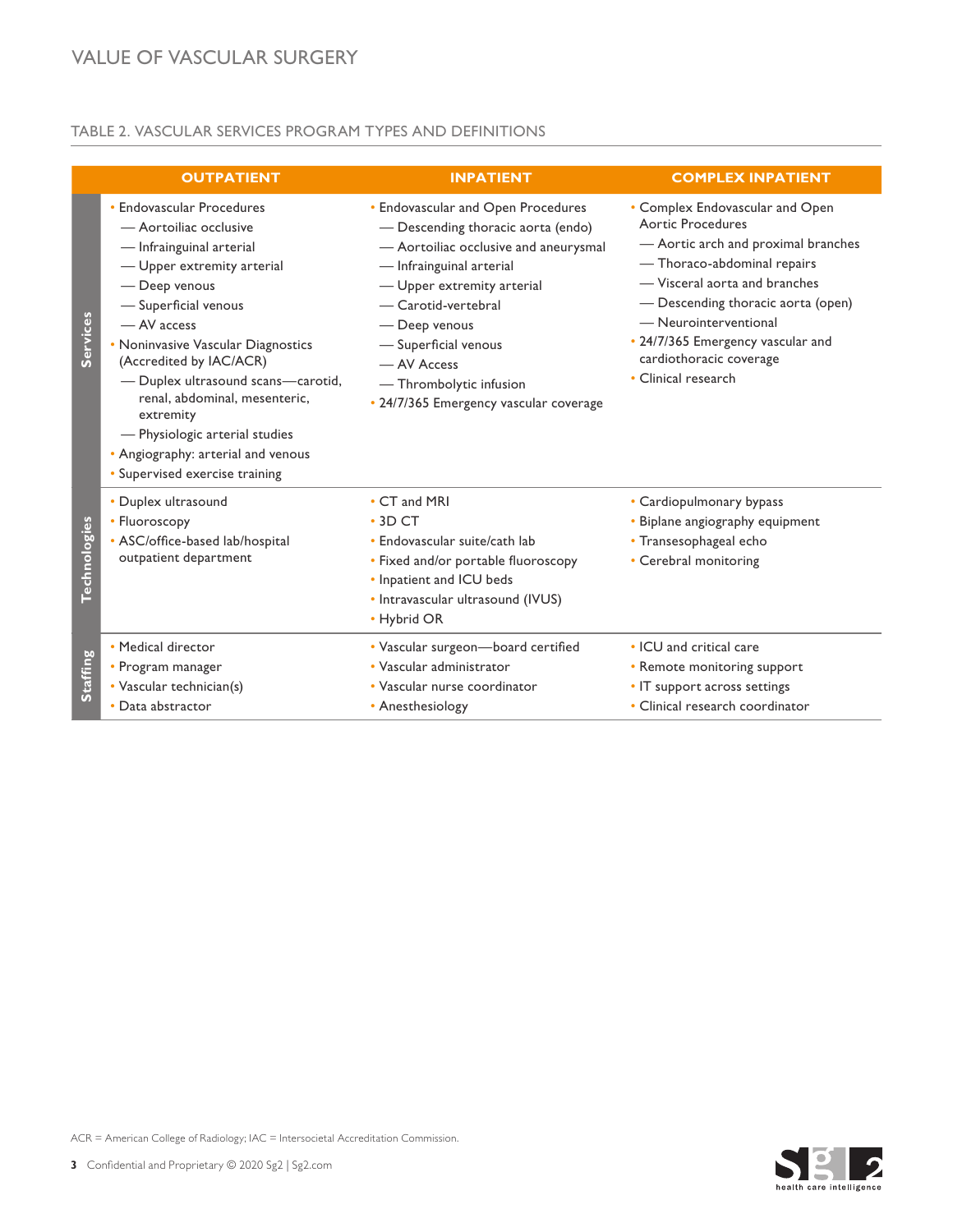## TABLE 2. VASCULAR SERVICES PROGRAM TYPES AND DEFINITIONS

| | OUTPATIENT | INPATIENT | COMPLEX INPATIENT |
|---|---|---|---|
| **Services** | • Endovascular Procedures<br>— Aortoiliac occlusive<br>— Infrainguinal arterial<br>— Upper extremity arterial<br>— Deep venous<br>— Superficial venous<br>— AV access<br>• Noninvasive Vascular Diagnostics (Accredited by IAC/ACR)<br>— Duplex ultrasound scans—carotid, renal, abdominal, mesenteric, extremity<br>— Physiologic arterial studies<br>• Angiography: arterial and venous<br>• Supervised exercise training | • Endovascular and Open Procedures<br>— Descending thoracic aorta (endo)<br>— Aortoiliac occlusive and aneurysmal<br>— Infrainguinal arterial<br>— Upper extremity arterial<br>— Carotid-vertebral<br>— Deep venous<br>— Superficial venous<br>— AV Access<br>— Thrombolytic infusion<br>• 24/7/365 Emergency vascular coverage | • Complex Endovascular and Open Aortic Procedures<br>— Aortic arch and proximal branches<br>— Thoraco-abdominal repairs<br>— Visceral aorta and branches<br>— Descending thoracic aorta (open)<br>— Neurointerventional<br>• 24/7/365 Emergency vascular and cardiothoracic coverage<br>• Clinical research |
| **Technologies** | • Duplex ultrasound<br>• Fluoroscopy<br>• ASC/office-based lab/hospital outpatient department | • CT and MRI<br>• 3D CT<br>• Endovascular suite/cath lab<br>• Fixed and/or portable fluoroscopy<br>• Inpatient and ICU beds<br>• Intravascular ultrasound (IVUS)<br>• Hybrid OR | • Cardiopulmonary bypass<br>• Biplane angiography equipment<br>• Transesophageal echo<br>• Cerebral monitoring |
| **Staffing** | • Medical director<br>• Program manager<br>• Vascular technician(s)<br>• Data abstractor | • Vascular surgeon—board certified<br>• Vascular administrator<br>• Vascular nurse coordinator<br>• Anesthesiology | • ICU and critical care<br>• Remote monitoring support<br>• IT support across settings<br>• Clinical research coordinator |

ACR = American College of Radiology; IAC = Intersocietal Accreditation Commission.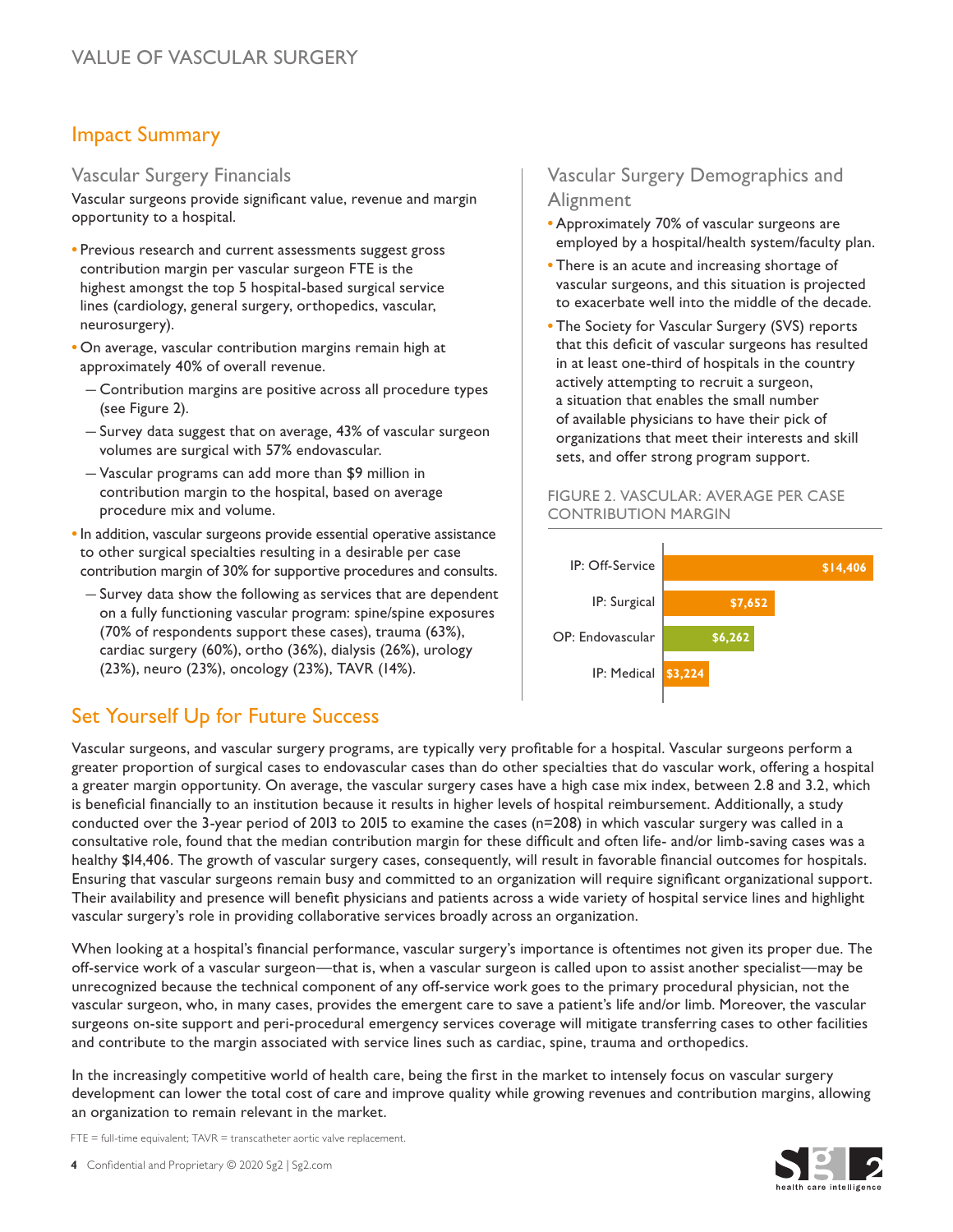## Impact Summary

### Vascular Surgery Financials

Vascular surgeons provide significant value, revenue and margin opportunity to a hospital.

- Previous research and current assessments suggest gross contribution margin per vascular surgeon FTE is the highest amongst the top 5 hospital-based surgical service lines (cardiology, general surgery, orthopedics, vascular, neurosurgery).
- On average, vascular contribution margins remain high at approximately 40% of overall revenue.
  - Contribution margins are positive across all procedure types (see Figure 2).
  - Survey data suggest that on average, 43% of vascular surgeon volumes are surgical with 57% endovascular.
  - Vascular programs can add more than $9 million in contribution margin to the hospital, based on average procedure mix and volume.
- In addition, vascular surgeons provide essential operative assistance to other surgical specialties resulting in a desirable per case contribution margin of 30% for supportive procedures and consults.
  - Survey data show the following as services that are dependent on a fully functioning vascular program: spine/spine exposures (70% of respondents support these cases), trauma (63%), cardiac surgery (60%), ortho (36%), dialysis (26%), urology (23%), neuro (23%), oncology (23%), TAVR (14%).

### Vascular Surgery Demographics and Alignment

- Approximately 70% of vascular surgeons are employed by a hospital/health system/faculty plan.
- There is an acute and increasing shortage of vascular surgeons, and this situation is projected to exacerbate well into the middle of the decade.
- The Society for Vascular Surgery (SVS) reports that this deficit of vascular surgeons has resulted in at least one-third of hospitals in the country actively attempting to recruit a surgeon, a situation that enables the small number of available physicians to have their pick of organizations that meet their interests and skill sets, and offer strong program support.

FIGURE 2. VASCULAR: AVERAGE PER CASE CONTRIBUTION MARGIN

| Category | Average Per Case Contribution Margin |
|---|---|
| IP: Off-Service | $14,406 |
| IP: Surgical | $7,652 |
| OP: Endovascular | $6,262 |
| IP: Medical | $3,224 |

## Set Yourself Up for Future Success

Vascular surgeons, and vascular surgery programs, are typically very profitable for a hospital. Vascular surgeons perform a greater proportion of surgical cases to endovascular cases than do other specialties that do vascular work, offering a hospital a greater margin opportunity. On average, the vascular surgery cases have a high case mix index, between 2.8 and 3.2, which is beneficial financially to an institution because it results in higher levels of hospital reimbursement. Additionally, a study conducted over the 3-year period of 2013 to 2015 to examine the cases (n=208) in which vascular surgery was called in a consultative role, found that the median contribution margin for these difficult and often life- and/or limb-saving cases was a healthy $14,406. The growth of vascular surgery cases, consequently, will result in favorable financial outcomes for hospitals. Ensuring that vascular surgeons remain busy and committed to an organization will require significant organizational support. Their availability and presence will benefit physicians and patients across a wide variety of hospital service lines and highlight vascular surgery's role in providing collaborative services broadly across an organization.

When looking at a hospital's financial performance, vascular surgery's importance is oftentimes not given its proper due. The off-service work of a vascular surgeon—that is, when a vascular surgeon is called upon to assist another specialist—may be unrecognized because the technical component of any off-service work goes to the primary procedural physician, not the vascular surgeon, who, in many cases, provides the emergent care to save a patient's life and/or limb. Moreover, the vascular surgeons on-site support and peri-procedural emergency services coverage will mitigate transferring cases to other facilities and contribute to the margin associated with service lines such as cardiac, spine, trauma and orthopedics.

In the increasingly competitive world of health care, being the first in the market to intensely focus on vascular surgery development can lower the total cost of care and improve quality while growing revenues and contribution margins, allowing an organization to remain relevant in the market.

FTE = full-time equivalent; TAVR = transcatheter aortic valve replacement.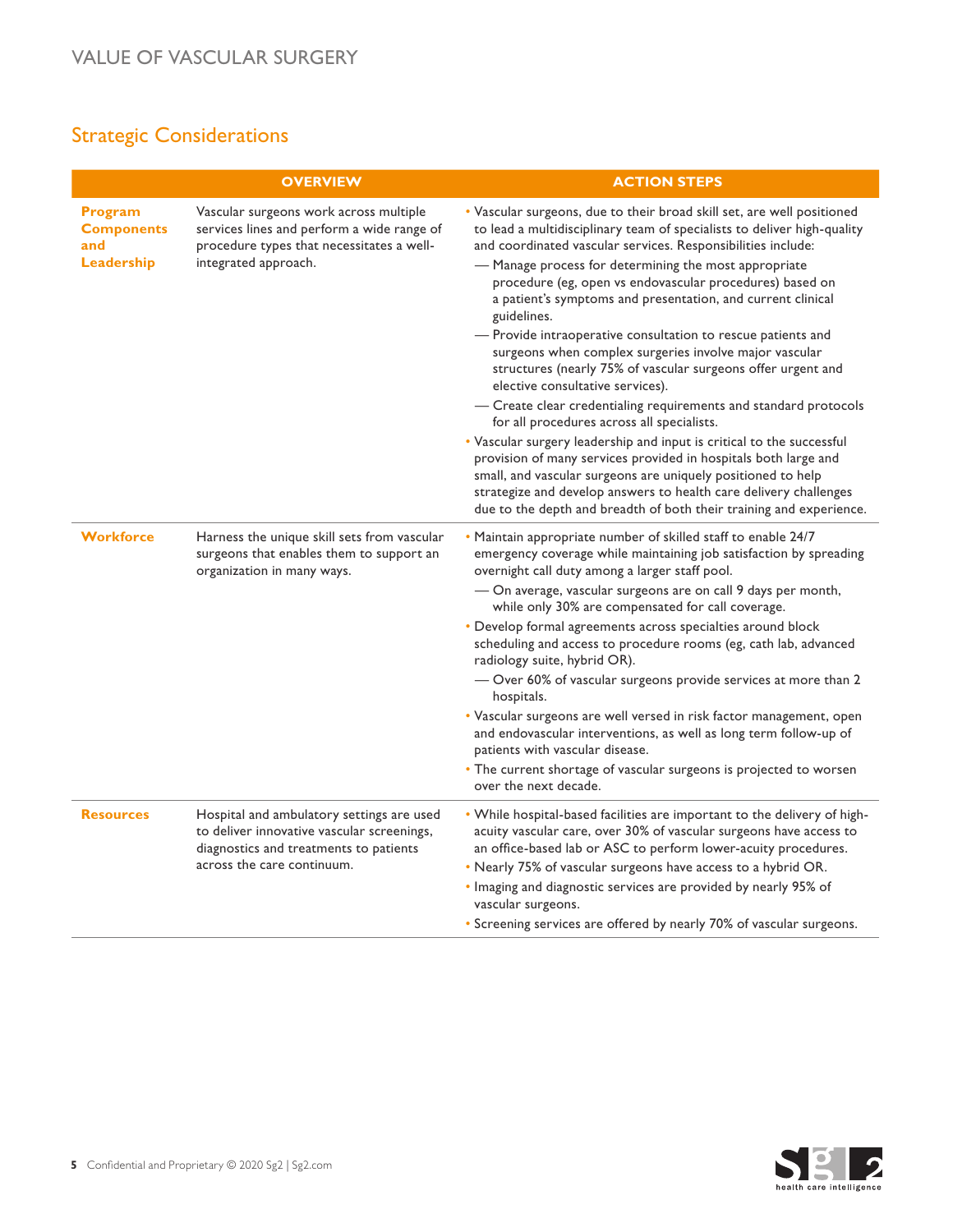## Strategic Considerations

| | OVERVIEW | ACTION STEPS |
|---|---|---|
| **Program Components and Leadership** | Vascular surgeons work across multiple services lines and perform a wide range of procedure types that necessitates a well-integrated approach. | • Vascular surgeons, due to their broad skill set, are well positioned to lead a multidisciplinary team of specialists to deliver high-quality and coordinated vascular services. Responsibilities include:<br>— Manage process for determining the most appropriate procedure (eg, open vs endovascular procedures) based on a patient's symptoms and presentation, and current clinical guidelines.<br>— Provide intraoperative consultation to rescue patients and surgeons when complex surgeries involve major vascular structures (nearly 75% of vascular surgeons offer urgent and elective consultative services).<br>— Create clear credentialing requirements and standard protocols for all procedures across all specialists.<br>• Vascular surgery leadership and input is critical to the successful provision of many services provided in hospitals both large and small, and vascular surgeons are uniquely positioned to help strategize and develop answers to health care delivery challenges due to the depth and breadth of both their training and experience. |
| **Workforce** | Harness the unique skill sets from vascular surgeons that enables them to support an organization in many ways. | • Maintain appropriate number of skilled staff to enable 24/7 emergency coverage while maintaining job satisfaction by spreading overnight call duty among a larger staff pool.<br>— On average, vascular surgeons are on call 9 days per month, while only 30% are compensated for call coverage.<br>• Develop formal agreements across specialties around block scheduling and access to procedure rooms (eg, cath lab, advanced radiology suite, hybrid OR).<br>— Over 60% of vascular surgeons provide services at more than 2 hospitals.<br>• Vascular surgeons are well versed in risk factor management, open and endovascular interventions, as well as long term follow-up of patients with vascular disease.<br>• The current shortage of vascular surgeons is projected to worsen over the next decade. |
| **Resources** | Hospital and ambulatory settings are used to deliver innovative vascular screenings, diagnostics and treatments to patients across the care continuum. | • While hospital-based facilities are important to the delivery of high-acuity vascular care, over 30% of vascular surgeons have access to an office-based lab or ASC to perform lower-acuity procedures.<br>• Nearly 75% of vascular surgeons have access to a hybrid OR.<br>• Imaging and diagnostic services are provided by nearly 95% of vascular surgeons.<br>• Screening services are offered by nearly 70% of vascular surgeons. |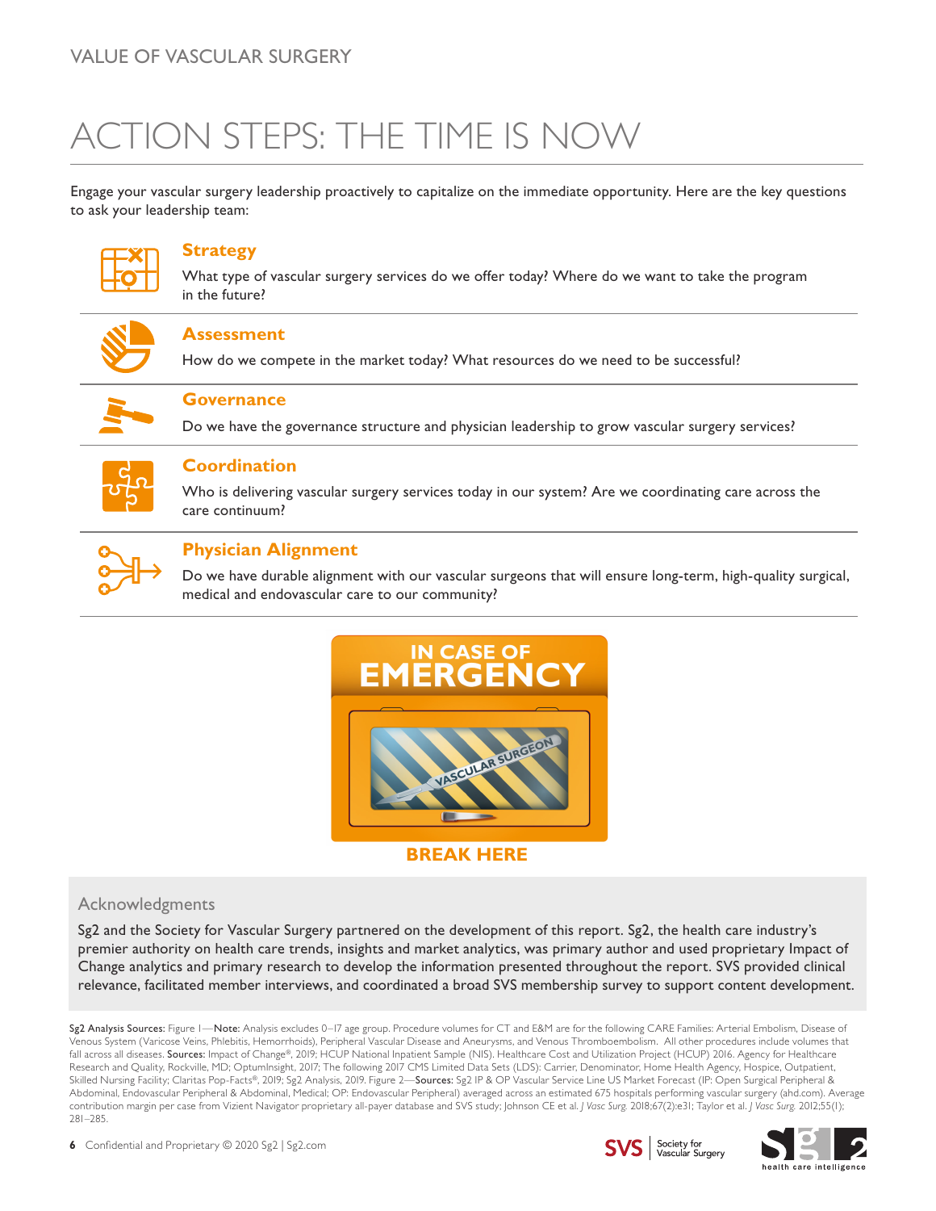# ACTION STEPS: THE TIME IS NOW

Engage your vascular surgery leadership proactively to capitalize on the immediate opportunity. Here are the key questions to ask your leadership team:

### Strategy

What type of vascular surgery services do we offer today? Where do we want to take the program in the future?

### Assessment

How do we compete in the market today? What resources do we need to be successful?

### Governance

Do we have the governance structure and physician leadership to grow vascular surgery services?

### Coordination

Who is delivering vascular surgery services today in our system? Are we coordinating care across the care continuum?

### Physician Alignment

Do we have durable alignment with our vascular surgeons that will ensure long-term, high-quality surgical, medical and endovascular care to our community?

IN CASE OF EMERGENCY

VASCULAR SURGEON

BREAK HERE

## Acknowledgments

Sg2 and the Society for Vascular Surgery partnered on the development of this report. Sg2, the health care industry's premier authority on health care trends, insights and market analytics, was primary author and used proprietary Impact of Change analytics and primary research to develop the information presented throughout the report. SVS provided clinical relevance, facilitated member interviews, and coordinated a broad SVS membership survey to support content development.

**Sg2 Analysis Sources:** Figure 1—**Note:** Analysis excludes 0–17 age group. Procedure volumes for CT and E&M are for the following CARE Families: Arterial Embolism, Disease of Venous System (Varicose Veins, Phlebitis, Hemorrhoids), Peripheral Vascular Disease and Aneurysms, and Venous Thromboembolism. All other procedures include volumes that fall across all diseases. **Sources:** Impact of Change®, 2019; HCUP National Inpatient Sample (NIS). Healthcare Cost and Utilization Project (HCUP) 2016. Agency for Healthcare Research and Quality, Rockville, MD; OptumInsight, 2017; The following 2017 CMS Limited Data Sets (LDS): Carrier, Denominator, Home Health Agency, Hospice, Outpatient, Skilled Nursing Facility; Claritas Pop-Facts®, 2019; Sg2 Analysis, 2019. Figure 2—**Sources:** Sg2 IP & OP Vascular Service Line US Market Forecast (IP: Open Surgical Peripheral & Abdominal, Endovascular Peripheral & Abdominal, Medical; OP: Endovascular Peripheral) averaged across an estimated 675 hospitals performing vascular surgery (ahd.com). Average contribution margin per case from Vizient Navigator proprietary all-payer database and SVS study; Johnson CE et al. *J Vasc Surg.* 2018;67(2):e31; Taylor et al. *J Vasc Surg.* 2012;55(1): 281–285.

Confidential and Proprietary © 2020 Sg2 | Sg2.com